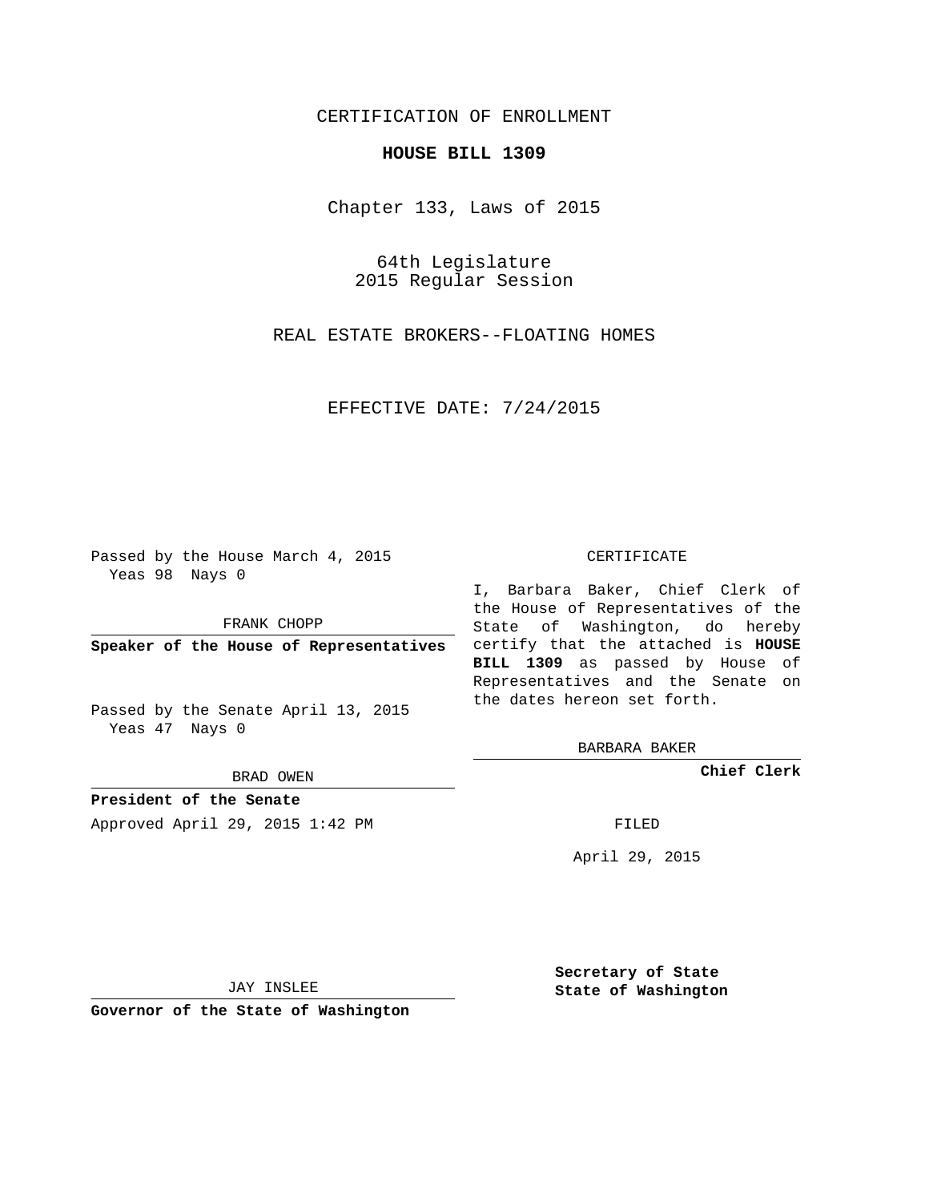CERTIFICATION OF ENROLLMENT

**HOUSE BILL 1309**

Chapter 133, Laws of 2015

64th Legislature
2015 Regular Session

REAL ESTATE BROKERS--FLOATING HOMES

EFFECTIVE DATE: 7/24/2015

Passed by the House March 4, 2015
Yeas 98 Nays 0

FRANK CHOPP

**Speaker of the House of Representatives**

Passed by the Senate April 13, 2015
Yeas 47 Nays 0

BRAD OWEN

**President of the Senate**

Approved April 29, 2015 1:42 PM

JAY INSLEE

**Governor of the State of Washington**

CERTIFICATE

I, Barbara Baker, Chief Clerk of the House of Representatives of the State of Washington, do hereby certify that the attached is **HOUSE BILL 1309** as passed by House of Representatives and the Senate on the dates hereon set forth.

BARBARA BAKER

**Chief Clerk**

FILED

April 29, 2015

**Secretary of State**
**State of Washington**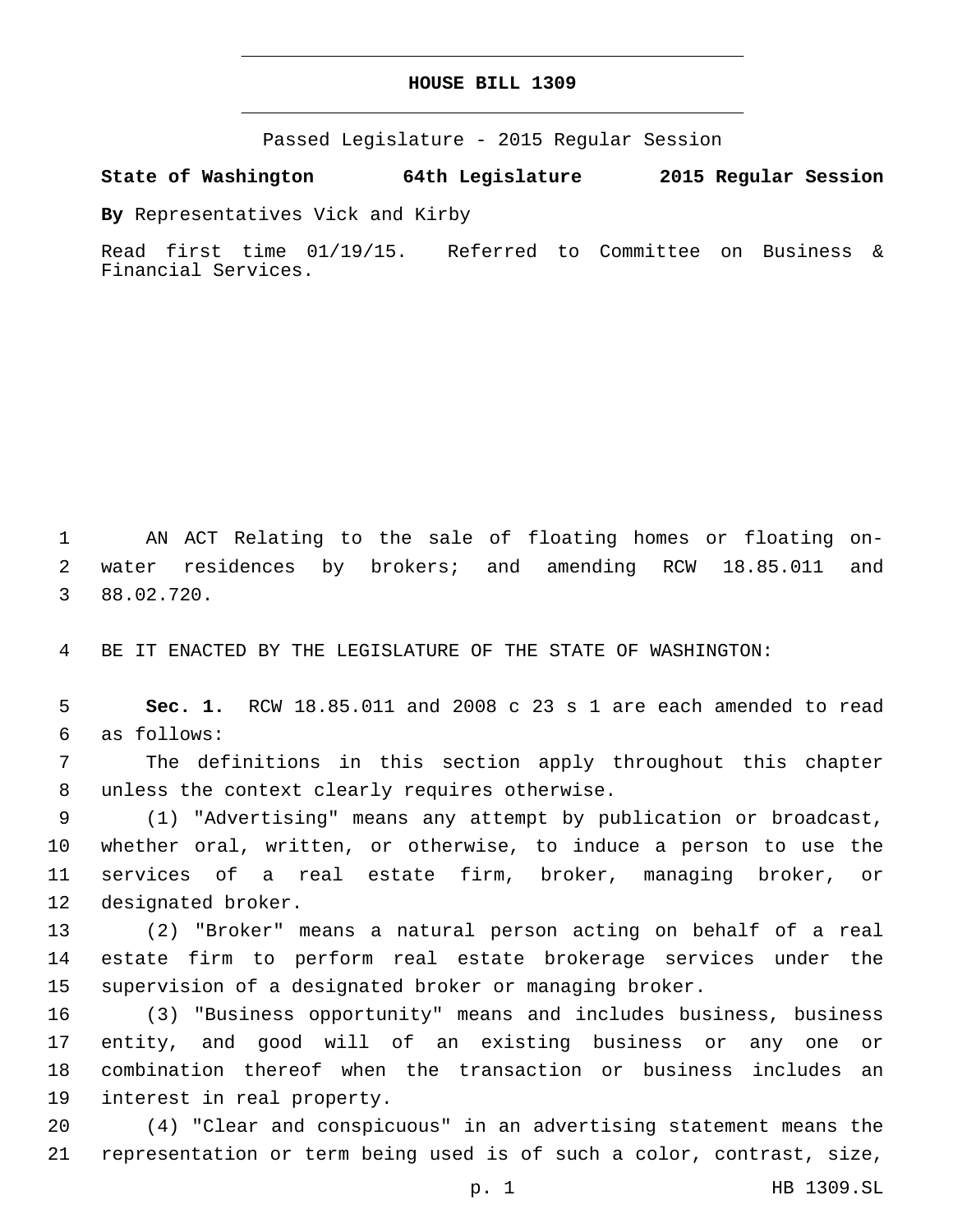# HOUSE BILL 1309

Passed Legislature - 2015 Regular Session

**State of Washington 64th Legislature 2015 Regular Session**

**By** Representatives Vick and Kirby

Read first time 01/19/15. Referred to Committee on Business & Financial Services.

AN ACT Relating to the sale of floating homes or floating on-water residences by brokers; and amending RCW 18.85.011 and 88.02.720.

BE IT ENACTED BY THE LEGISLATURE OF THE STATE OF WASHINGTON:

**Sec. 1.** RCW 18.85.011 and 2008 c 23 s 1 are each amended to read as follows:

The definitions in this section apply throughout this chapter unless the context clearly requires otherwise.

(1) "Advertising" means any attempt by publication or broadcast, whether oral, written, or otherwise, to induce a person to use the services of a real estate firm, broker, managing broker, or designated broker.

(2) "Broker" means a natural person acting on behalf of a real estate firm to perform real estate brokerage services under the supervision of a designated broker or managing broker.

(3) "Business opportunity" means and includes business, business entity, and good will of an existing business or any one or combination thereof when the transaction or business includes an interest in real property.

(4) "Clear and conspicuous" in an advertising statement means the representation or term being used is of such a color, contrast, size,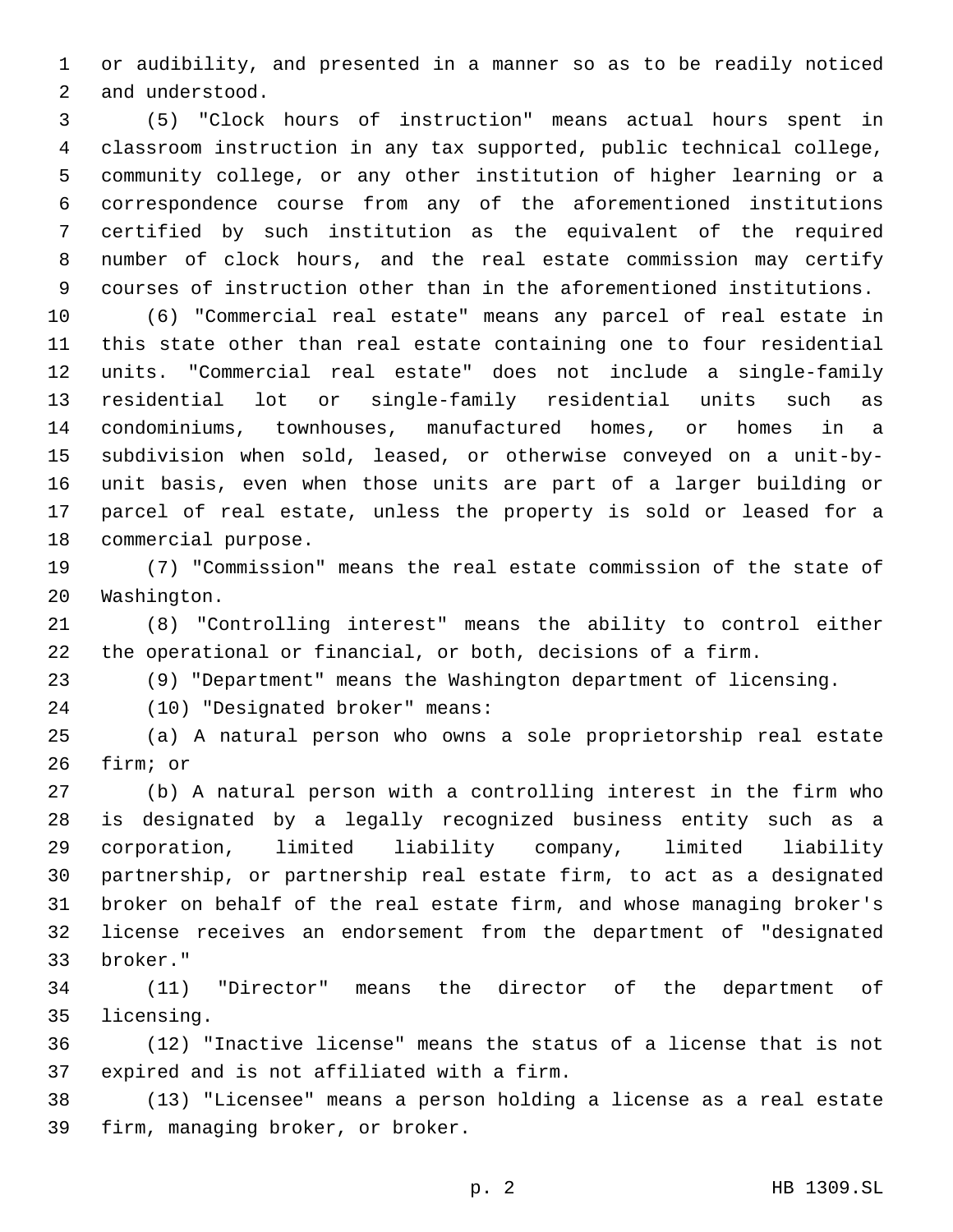or audibility, and presented in a manner so as to be readily noticed and understood.

(5) "Clock hours of instruction" means actual hours spent in classroom instruction in any tax supported, public technical college, community college, or any other institution of higher learning or a correspondence course from any of the aforementioned institutions certified by such institution as the equivalent of the required number of clock hours, and the real estate commission may certify courses of instruction other than in the aforementioned institutions.

(6) "Commercial real estate" means any parcel of real estate in this state other than real estate containing one to four residential units. "Commercial real estate" does not include a single-family residential lot or single-family residential units such as condominiums, townhouses, manufactured homes, or homes in a subdivision when sold, leased, or otherwise conveyed on a unit-by-unit basis, even when those units are part of a larger building or parcel of real estate, unless the property is sold or leased for a commercial purpose.

(7) "Commission" means the real estate commission of the state of Washington.

(8) "Controlling interest" means the ability to control either the operational or financial, or both, decisions of a firm.

(9) "Department" means the Washington department of licensing.

(10) "Designated broker" means:

(a) A natural person who owns a sole proprietorship real estate firm; or

(b) A natural person with a controlling interest in the firm who is designated by a legally recognized business entity such as a corporation, limited liability company, limited liability partnership, or partnership real estate firm, to act as a designated broker on behalf of the real estate firm, and whose managing broker's license receives an endorsement from the department of "designated broker."

(11) "Director" means the director of the department of licensing.

(12) "Inactive license" means the status of a license that is not expired and is not affiliated with a firm.

(13) "Licensee" means a person holding a license as a real estate firm, managing broker, or broker.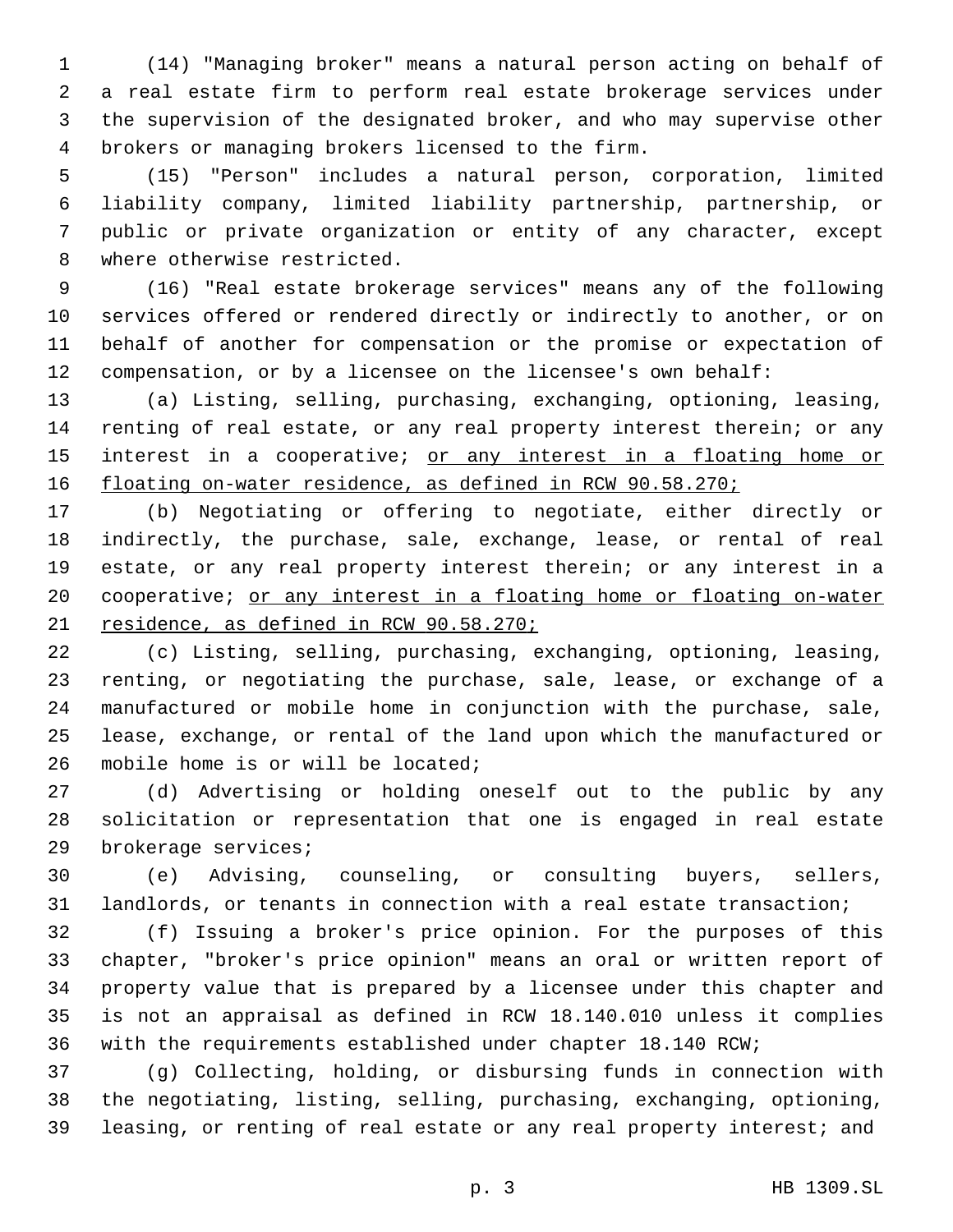(14) "Managing broker" means a natural person acting on behalf of a real estate firm to perform real estate brokerage services under the supervision of the designated broker, and who may supervise other brokers or managing brokers licensed to the firm.

(15) "Person" includes a natural person, corporation, limited liability company, limited liability partnership, partnership, or public or private organization or entity of any character, except where otherwise restricted.

(16) "Real estate brokerage services" means any of the following services offered or rendered directly or indirectly to another, or on behalf of another for compensation or the promise or expectation of compensation, or by a licensee on the licensee's own behalf:

(a) Listing, selling, purchasing, exchanging, optioning, leasing, renting of real estate, or any real property interest therein; or any interest in a cooperative; <u>or any interest in a floating home or floating on-water residence, as defined in RCW 90.58.270;</u>

(b) Negotiating or offering to negotiate, either directly or indirectly, the purchase, sale, exchange, lease, or rental of real estate, or any real property interest therein; or any interest in a cooperative; <u>or any interest in a floating home or floating on-water residence, as defined in RCW 90.58.270;</u>

(c) Listing, selling, purchasing, exchanging, optioning, leasing, renting, or negotiating the purchase, sale, lease, or exchange of a manufactured or mobile home in conjunction with the purchase, sale, lease, exchange, or rental of the land upon which the manufactured or mobile home is or will be located;

(d) Advertising or holding oneself out to the public by any solicitation or representation that one is engaged in real estate brokerage services;

(e) Advising, counseling, or consulting buyers, sellers, landlords, or tenants in connection with a real estate transaction;

(f) Issuing a broker's price opinion. For the purposes of this chapter, "broker's price opinion" means an oral or written report of property value that is prepared by a licensee under this chapter and is not an appraisal as defined in RCW 18.140.010 unless it complies with the requirements established under chapter 18.140 RCW;

(g) Collecting, holding, or disbursing funds in connection with the negotiating, listing, selling, purchasing, exchanging, optioning, leasing, or renting of real estate or any real property interest; and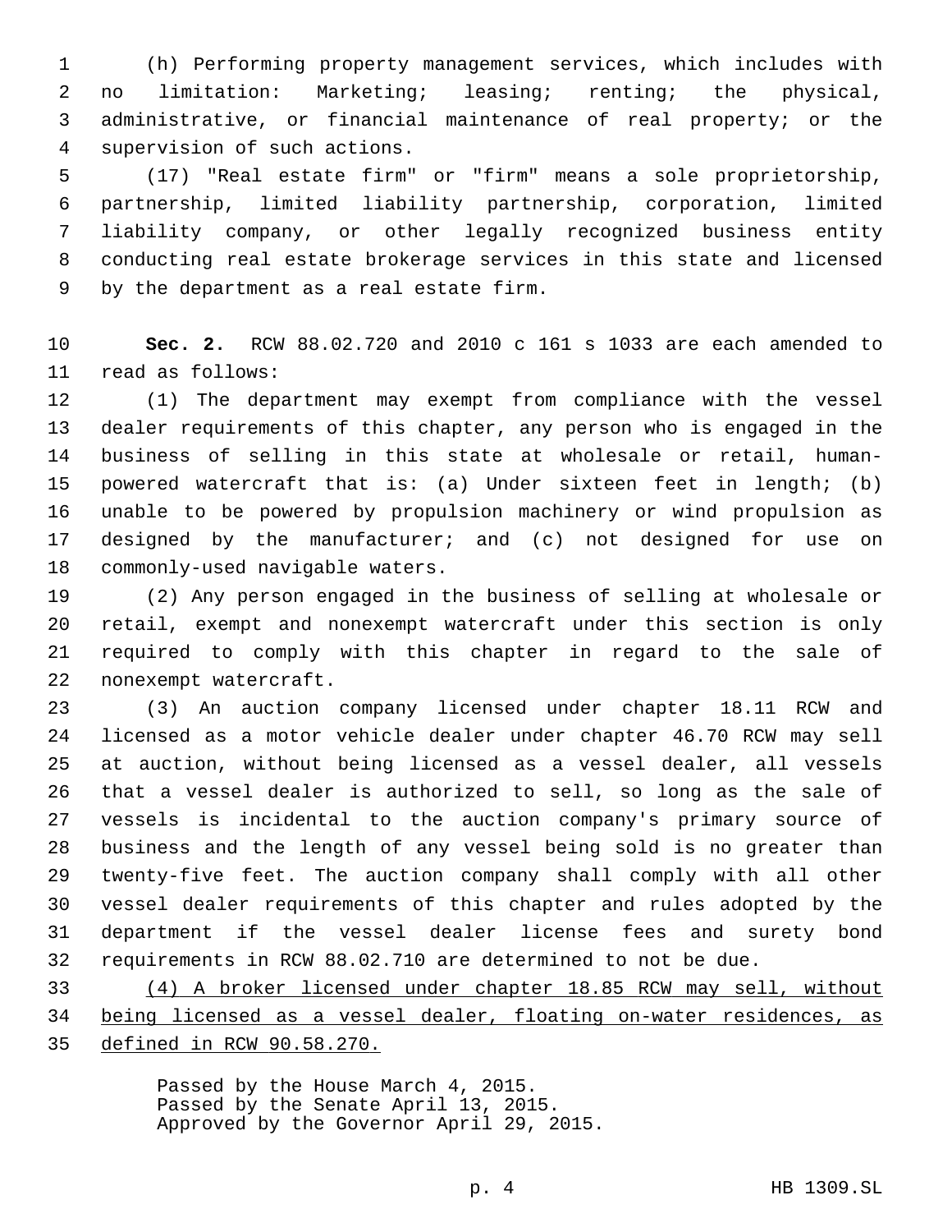(h) Performing property management services, which includes with no limitation: Marketing; leasing; renting; the physical, administrative, or financial maintenance of real property; or the supervision of such actions.

(17) "Real estate firm" or "firm" means a sole proprietorship, partnership, limited liability partnership, corporation, limited liability company, or other legally recognized business entity conducting real estate brokerage services in this state and licensed by the department as a real estate firm.

**Sec. 2.** RCW 88.02.720 and 2010 c 161 s 1033 are each amended to read as follows:

(1) The department may exempt from compliance with the vessel dealer requirements of this chapter, any person who is engaged in the business of selling in this state at wholesale or retail, human-powered watercraft that is: (a) Under sixteen feet in length; (b) unable to be powered by propulsion machinery or wind propulsion as designed by the manufacturer; and (c) not designed for use on commonly-used navigable waters.

(2) Any person engaged in the business of selling at wholesale or retail, exempt and nonexempt watercraft under this section is only required to comply with this chapter in regard to the sale of nonexempt watercraft.

(3) An auction company licensed under chapter 18.11 RCW and licensed as a motor vehicle dealer under chapter 46.70 RCW may sell at auction, without being licensed as a vessel dealer, all vessels that a vessel dealer is authorized to sell, so long as the sale of vessels is incidental to the auction company's primary source of business and the length of any vessel being sold is no greater than twenty-five feet. The auction company shall comply with all other vessel dealer requirements of this chapter and rules adopted by the department if the vessel dealer license fees and surety bond requirements in RCW 88.02.710 are determined to not be due.

<u>(4) A broker licensed under chapter 18.85 RCW may sell, without being licensed as a vessel dealer, floating on-water residences, as defined in RCW 90.58.270.</u>

Passed by the House March 4, 2015.
Passed by the Senate April 13, 2015.
Approved by the Governor April 29, 2015.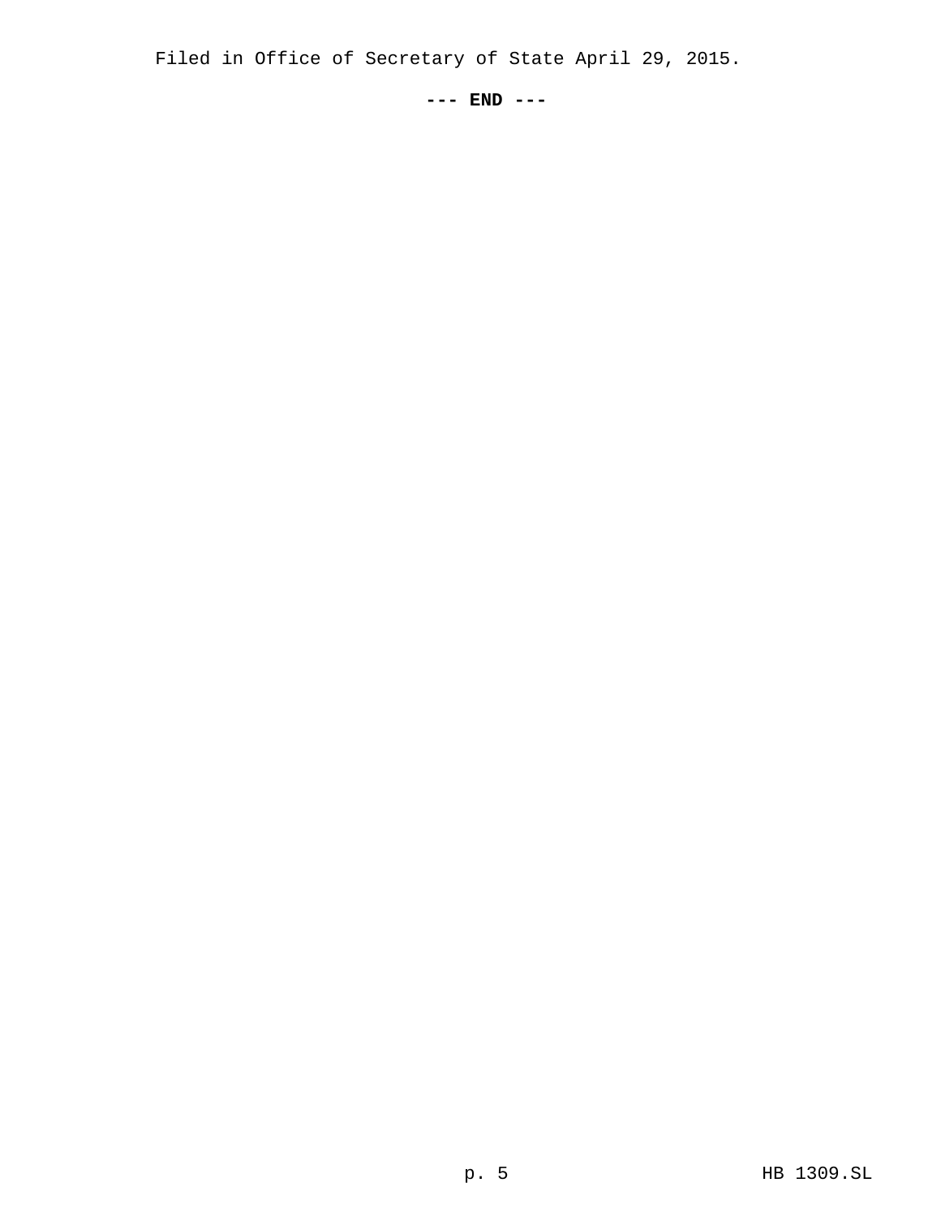Filed in Office of Secretary of State April 29, 2015.

**--- END ---**